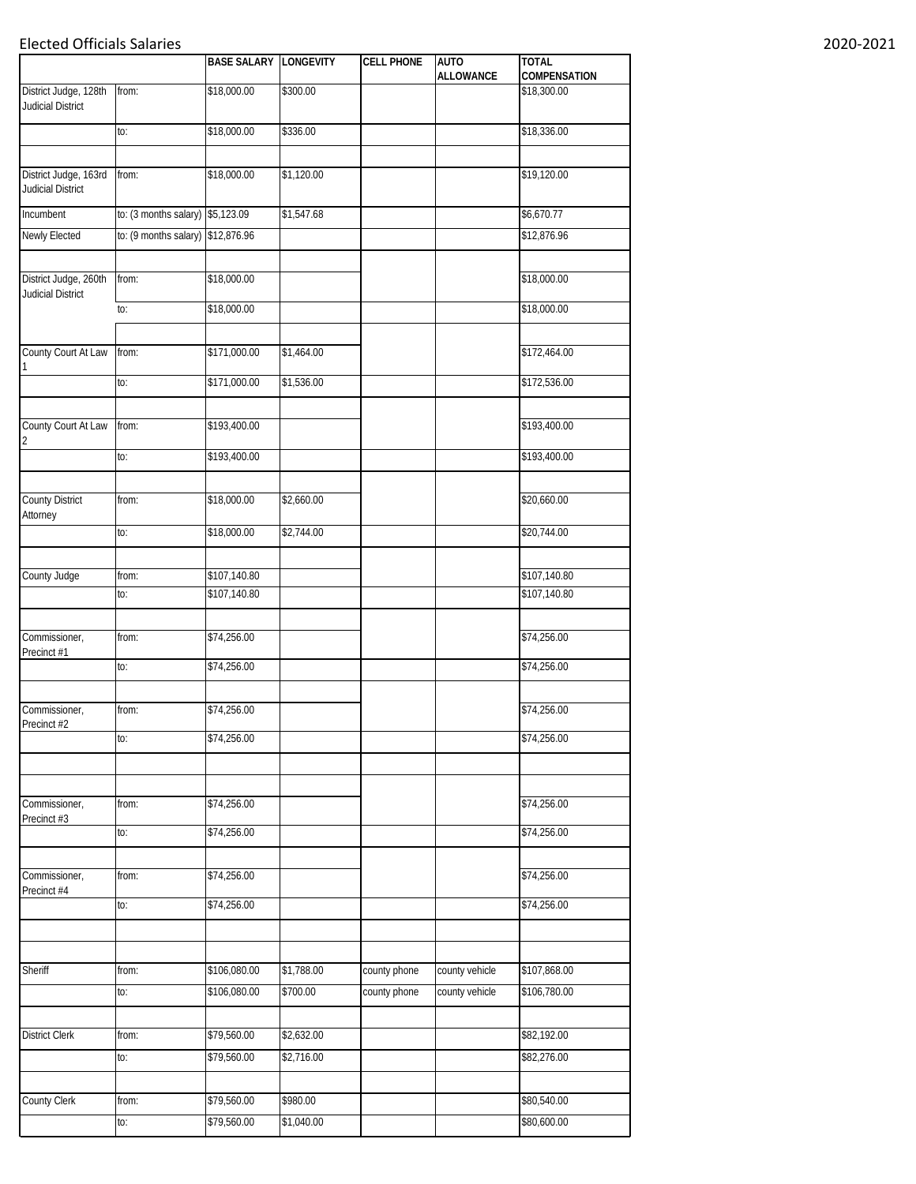# Elected Officials Salaries

2020-2021

| | | BASE SALARY | LONGEVITY | CELL PHONE | AUTO ALLOWANCE | TOTAL COMPENSATION |
|---|---|---|---|---|---|---|
| District Judge, 128th Judicial District | from: | $18,000.00 | $300.00 | | | $18,300.00 |
| | to: | $18,000.00 | $336.00 | | | $18,336.00 |
| | | | | | | |
| District Judge, 163rd Judicial District | from: | $18,000.00 | $1,120.00 | | | $19,120.00 |
| Incumbent | to: (3 months salary) | $5,123.09 | $1,547.68 | | | $6,670.77 |
| Newly Elected | to: (9 months salary) | $12,876.96 | | | | $12,876.96 |
| | | | | | | |
| District Judge, 260th Judicial District | from: | $18,000.00 | | | | $18,000.00 |
| | to: | $18,000.00 | | | | $18,000.00 |
| | | | | | | |
| County Court At Law 1 | from: | $171,000.00 | $1,464.00 | | | $172,464.00 |
| | to: | $171,000.00 | $1,536.00 | | | $172,536.00 |
| | | | | | | |
| County Court At Law 2 | from: | $193,400.00 | | | | $193,400.00 |
| | to: | $193,400.00 | | | | $193,400.00 |
| | | | | | | |
| County District Attorney | from: | $18,000.00 | $2,660.00 | | | $20,660.00 |
| | to: | $18,000.00 | $2,744.00 | | | $20,744.00 |
| | | | | | | |
| County Judge | from: | $107,140.80 | | | | $107,140.80 |
| | to: | $107,140.80 | | | | $107,140.80 |
| | | | | | | |
| Commissioner, Precinct #1 | from: | $74,256.00 | | | | $74,256.00 |
| | to: | $74,256.00 | | | | $74,256.00 |
| | | | | | | |
| Commissioner, Precinct #2 | from: | $74,256.00 | | | | $74,256.00 |
| | to: | $74,256.00 | | | | $74,256.00 |
| | | | | | | |
| | | | | | | |
| Commissioner, Precinct #3 | from: | $74,256.00 | | | | $74,256.00 |
| | to: | $74,256.00 | | | | $74,256.00 |
| | | | | | | |
| Commissioner, Precinct #4 | from: | $74,256.00 | | | | $74,256.00 |
| | to: | $74,256.00 | | | | $74,256.00 |
| | | | | | | |
| | | | | | | |
| Sheriff | from: | $106,080.00 | $1,788.00 | county phone | county vehicle | $107,868.00 |
| | to: | $106,080.00 | $700.00 | county phone | county vehicle | $106,780.00 |
| | | | | | | |
| District Clerk | from: | $79,560.00 | $2,632.00 | | | $82,192.00 |
| | to: | $79,560.00 | $2,716.00 | | | $82,276.00 |
| | | | | | | |
| County Clerk | from: | $79,560.00 | $980.00 | | | $80,540.00 |
| | to: | $79,560.00 | $1,040.00 | | | $80,600.00 |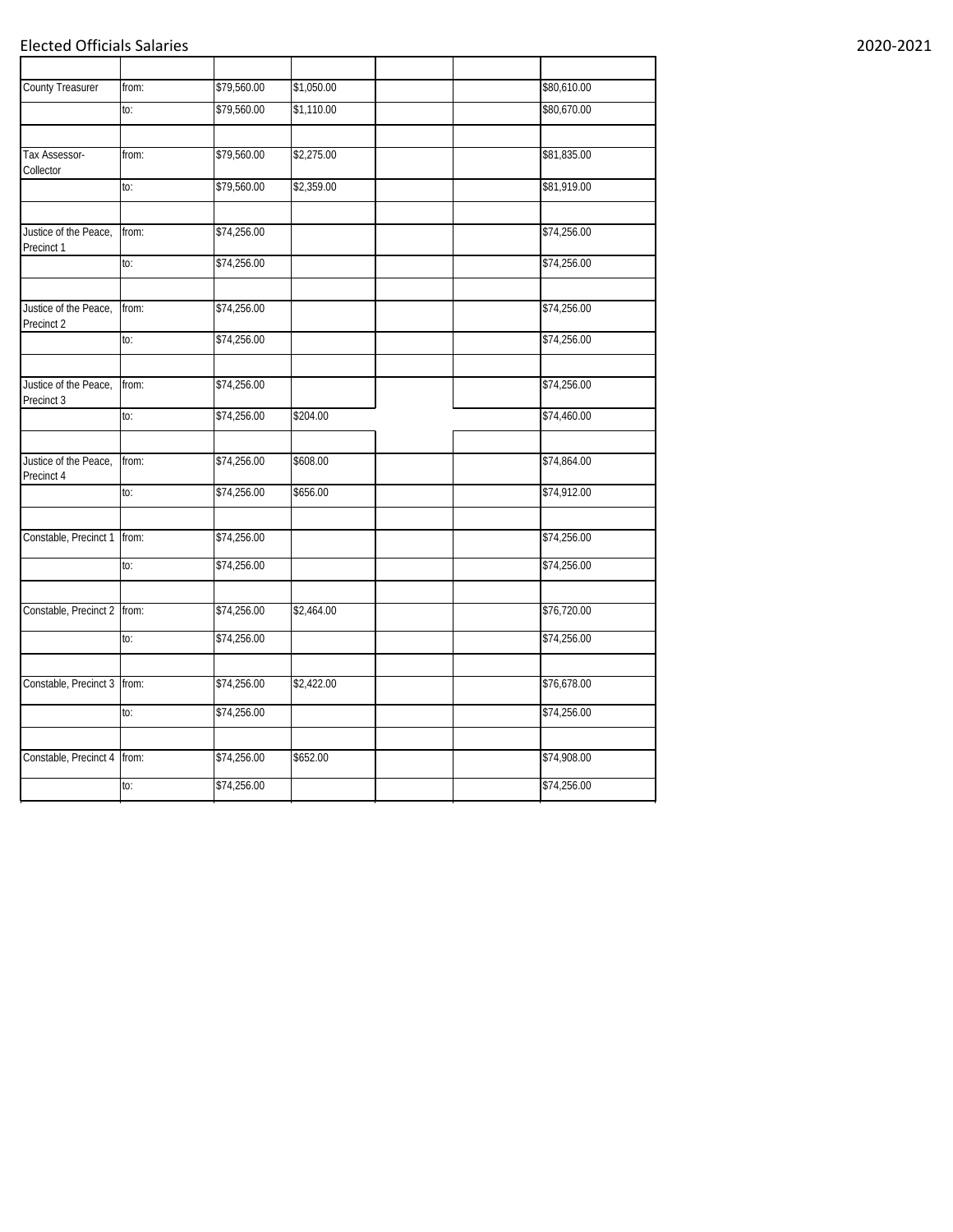Elected Officials Salaries 2020-2021

| | | | | | | |
|---|---|---|---|---|---|---|
| County Treasurer | from: | $79,560.00 | $1,050.00 | | | $80,610.00 |
| | to: | $79,560.00 | $1,110.00 | | | $80,670.00 |
| | | | | | | |
| Tax Assessor-Collector | from: | $79,560.00 | $2,275.00 | | | $81,835.00 |
| | to: | $79,560.00 | $2,359.00 | | | $81,919.00 |
| | | | | | | |
| Justice of the Peace, Precinct 1 | from: | $74,256.00 | | | | $74,256.00 |
| | to: | $74,256.00 | | | | $74,256.00 |
| | | | | | | |
| Justice of the Peace, Precinct 2 | from: | $74,256.00 | | | | $74,256.00 |
| | to: | $74,256.00 | | | | $74,256.00 |
| | | | | | | |
| Justice of the Peace, Precinct 3 | from: | $74,256.00 | | | | $74,256.00 |
| | to: | $74,256.00 | $204.00 | | | $74,460.00 |
| | | | | | | |
| Justice of the Peace, Precinct 4 | from: | $74,256.00 | $608.00 | | | $74,864.00 |
| | to: | $74,256.00 | $656.00 | | | $74,912.00 |
| | | | | | | |
| Constable, Precinct 1 | from: | $74,256.00 | | | | $74,256.00 |
| | to: | $74,256.00 | | | | $74,256.00 |
| | | | | | | |
| Constable, Precinct 2 | from: | $74,256.00 | $2,464.00 | | | $76,720.00 |
| | to: | $74,256.00 | | | | $74,256.00 |
| | | | | | | |
| Constable, Precinct 3 | from: | $74,256.00 | $2,422.00 | | | $76,678.00 |
| | to: | $74,256.00 | | | | $74,256.00 |
| | | | | | | |
| Constable, Precinct 4 | from: | $74,256.00 | $652.00 | | | $74,908.00 |
| | to: | $74,256.00 | | | | $74,256.00 |